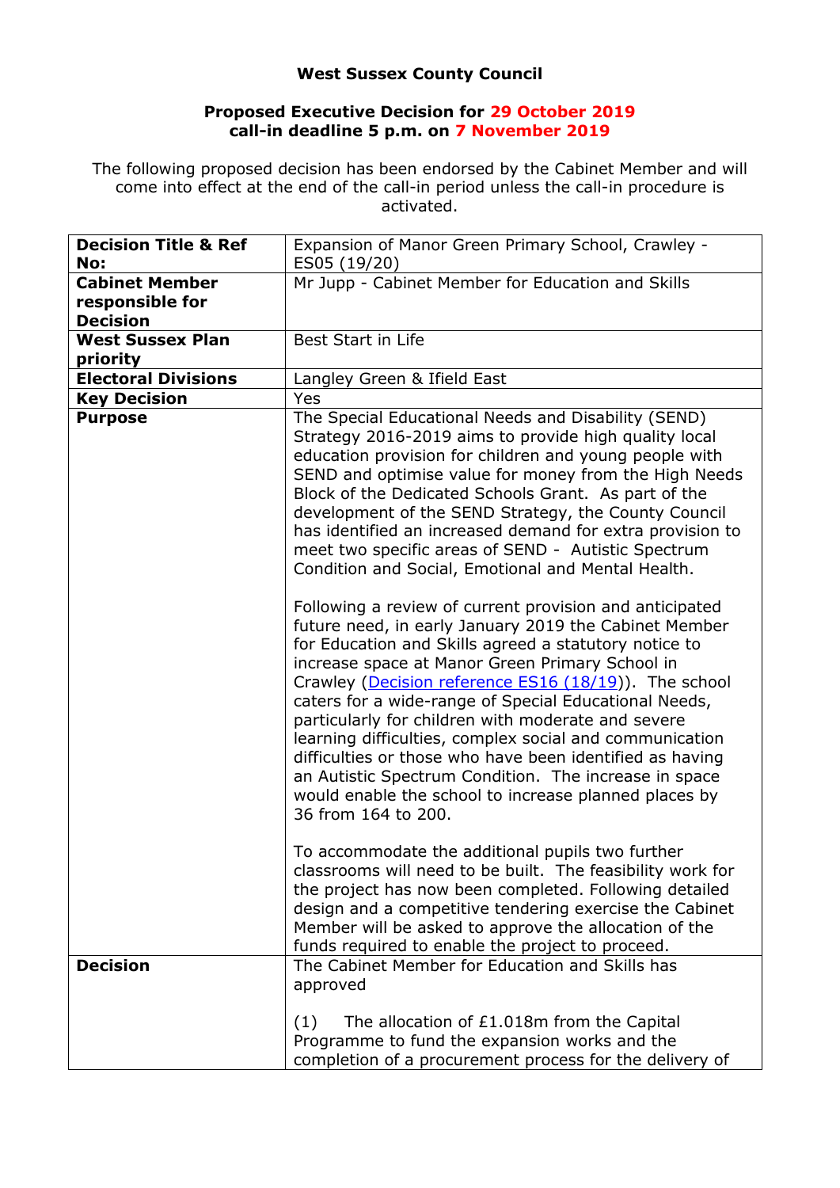**West Sussex County Council**

**Proposed Executive Decision for 29 October 2019**
**call-in deadline 5 p.m. on 7 November 2019**

The following proposed decision has been endorsed by the Cabinet Member and will come into effect at the end of the call-in period unless the call-in procedure is activated.

| | |
|---|---|
| **Decision Title & Ref No:** | Expansion of Manor Green Primary School, Crawley - ES05 (19/20) |
| **Cabinet Member responsible for Decision** | Mr Jupp - Cabinet Member for Education and Skills |
| **West Sussex Plan priority** | Best Start in Life |
| **Electoral Divisions** | Langley Green & Ifield East |
| **Key Decision** | Yes |
| **Purpose** | The Special Educational Needs and Disability (SEND) Strategy 2016-2019 aims to provide high quality local education provision for children and young people with SEND and optimise value for money from the High Needs Block of the Dedicated Schools Grant. As part of the development of the SEND Strategy, the County Council has identified an increased demand for extra provision to meet two specific areas of SEND - Autistic Spectrum Condition and Social, Emotional and Mental Health.<br><br>Following a review of current provision and anticipated future need, in early January 2019 the Cabinet Member for Education and Skills agreed a statutory notice to increase space at Manor Green Primary School in Crawley ([Decision reference ES16 (18/19)]). The school caters for a wide-range of Special Educational Needs, particularly for children with moderate and severe learning difficulties, complex social and communication difficulties or those who have been identified as having an Autistic Spectrum Condition. The increase in space would enable the school to increase planned places by 36 from 164 to 200.<br><br>To accommodate the additional pupils two further classrooms will need to be built. The feasibility work for the project has now been completed. Following detailed design and a competitive tendering exercise the Cabinet Member will be asked to approve the allocation of the funds required to enable the project to proceed. |
| **Decision** | The Cabinet Member for Education and Skills has approved<br><br>(1) The allocation of £1.018m from the Capital Programme to fund the expansion works and the completion of a procurement process for the delivery of |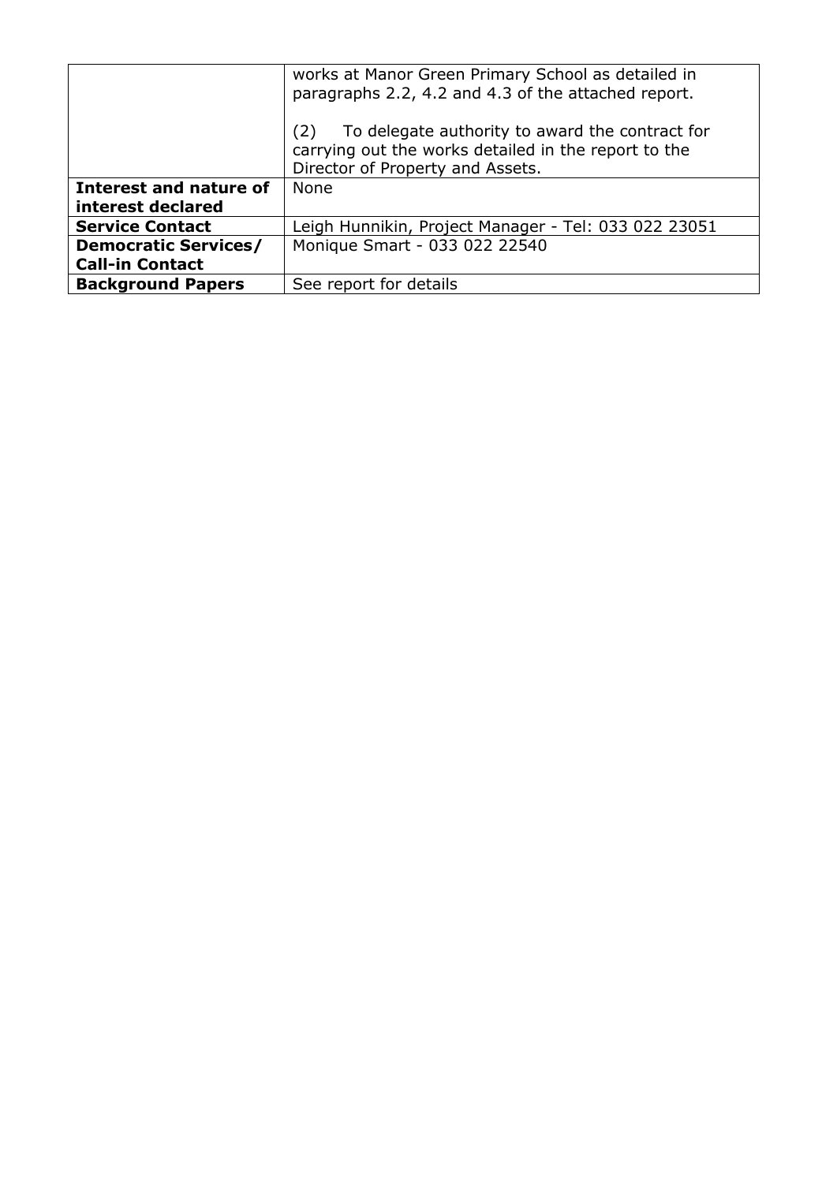| | |
|---|---|
| | works at Manor Green Primary School as detailed in paragraphs 2.2, 4.2 and 4.3 of the attached report.<br><br>(2) To delegate authority to award the contract for carrying out the works detailed in the report to the Director of Property and Assets. |
| **Interest and nature of interest declared** | None |
| **Service Contact** | Leigh Hunnikin, Project Manager - Tel: 033 022 23051 |
| **Democratic Services/ Call-in Contact** | Monique Smart - 033 022 22540 |
| **Background Papers** | See report for details |